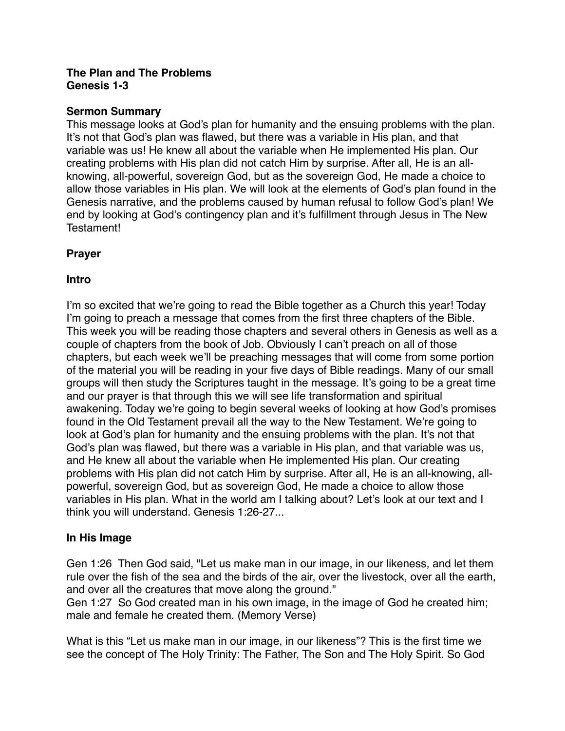**The Plan and The Problems**
**Genesis 1-3**

## Sermon Summary

This message looks at God's plan for humanity and the ensuing problems with the plan. It's not that God's plan was flawed, but there was a variable in His plan, and that variable was us! He knew all about the variable when He implemented His plan. Our creating problems with His plan did not catch Him by surprise. After all, He is an all-knowing, all-powerful, sovereign God, but as the sovereign God, He made a choice to allow those variables in His plan. We will look at the elements of God's plan found in the Genesis narrative, and the problems caused by human refusal to follow God's plan! We end by looking at God's contingency plan and it's fulfillment through Jesus in The New Testament!

## Prayer

## Intro

I'm so excited that we're going to read the Bible together as a Church this year! Today I'm going to preach a message that comes from the first three chapters of the Bible. This week you will be reading those chapters and several others in Genesis as well as a couple of chapters from the book of Job. Obviously I can't preach on all of those chapters, but each week we'll be preaching messages that will come from some portion of the material you will be reading in your five days of Bible readings. Many of our small groups will then study the Scriptures taught in the message. It's going to be a great time and our prayer is that through this we will see life transformation and spiritual awakening. Today we're going to begin several weeks of looking at how God's promises found in the Old Testament prevail all the way to the New Testament. We're going to look at God's plan for humanity and the ensuing problems with the plan. It's not that God's plan was flawed, but there was a variable in His plan, and that variable was us, and He knew all about the variable when He implemented His plan. Our creating problems with His plan did not catch Him by surprise. After all, He is an all-knowing, all-powerful, sovereign God, but as sovereign God, He made a choice to allow those variables in His plan. What in the world am I talking about? Let's look at our text and I think you will understand. Genesis 1:26-27...

## In His Image

Gen 1:26 Then God said, "Let us make man in our image, in our likeness, and let them rule over the fish of the sea and the birds of the air, over the livestock, over all the earth, and over all the creatures that move along the ground."
Gen 1:27 So God created man in his own image, in the image of God he created him; male and female he created them. (Memory Verse)

What is this "Let us make man in our image, in our likeness"? This is the first time we see the concept of The Holy Trinity: The Father, The Son and The Holy Spirit. So God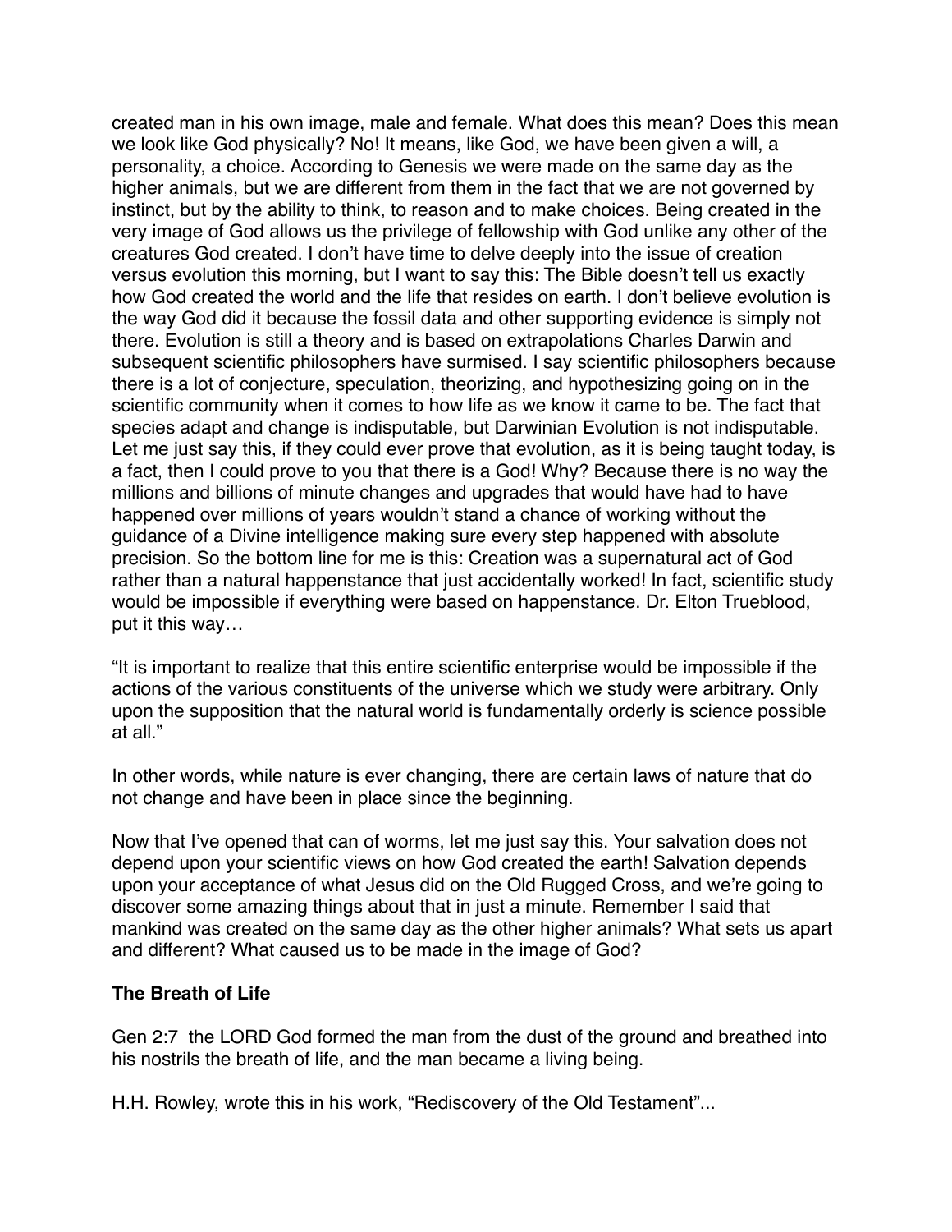created man in his own image, male and female. What does this mean? Does this mean we look like God physically? No! It means, like God, we have been given a will, a personality, a choice. According to Genesis we were made on the same day as the higher animals, but we are different from them in the fact that we are not governed by instinct, but by the ability to think, to reason and to make choices. Being created in the very image of God allows us the privilege of fellowship with God unlike any other of the creatures God created. I don't have time to delve deeply into the issue of creation versus evolution this morning, but I want to say this: The Bible doesn't tell us exactly how God created the world and the life that resides on earth. I don't believe evolution is the way God did it because the fossil data and other supporting evidence is simply not there. Evolution is still a theory and is based on extrapolations Charles Darwin and subsequent scientific philosophers have surmised. I say scientific philosophers because there is a lot of conjecture, speculation, theorizing, and hypothesizing going on in the scientific community when it comes to how life as we know it came to be. The fact that species adapt and change is indisputable, but Darwinian Evolution is not indisputable. Let me just say this, if they could ever prove that evolution, as it is being taught today, is a fact, then I could prove to you that there is a God! Why? Because there is no way the millions and billions of minute changes and upgrades that would have had to have happened over millions of years wouldn't stand a chance of working without the guidance of a Divine intelligence making sure every step happened with absolute precision. So the bottom line for me is this: Creation was a supernatural act of God rather than a natural happenstance that just accidentally worked! In fact, scientific study would be impossible if everything were based on happenstance. Dr. Elton Trueblood, put it this way…

"It is important to realize that this entire scientific enterprise would be impossible if the actions of the various constituents of the universe which we study were arbitrary. Only upon the supposition that the natural world is fundamentally orderly is science possible at all."

In other words, while nature is ever changing, there are certain laws of nature that do not change and have been in place since the beginning.

Now that I've opened that can of worms, let me just say this. Your salvation does not depend upon your scientific views on how God created the earth! Salvation depends upon your acceptance of what Jesus did on the Old Rugged Cross, and we're going to discover some amazing things about that in just a minute. Remember I said that mankind was created on the same day as the other higher animals? What sets us apart and different? What caused us to be made in the image of God?

**The Breath of Life**

Gen 2:7 the LORD God formed the man from the dust of the ground and breathed into his nostrils the breath of life, and the man became a living being.

H.H. Rowley, wrote this in his work, "Rediscovery of the Old Testament"...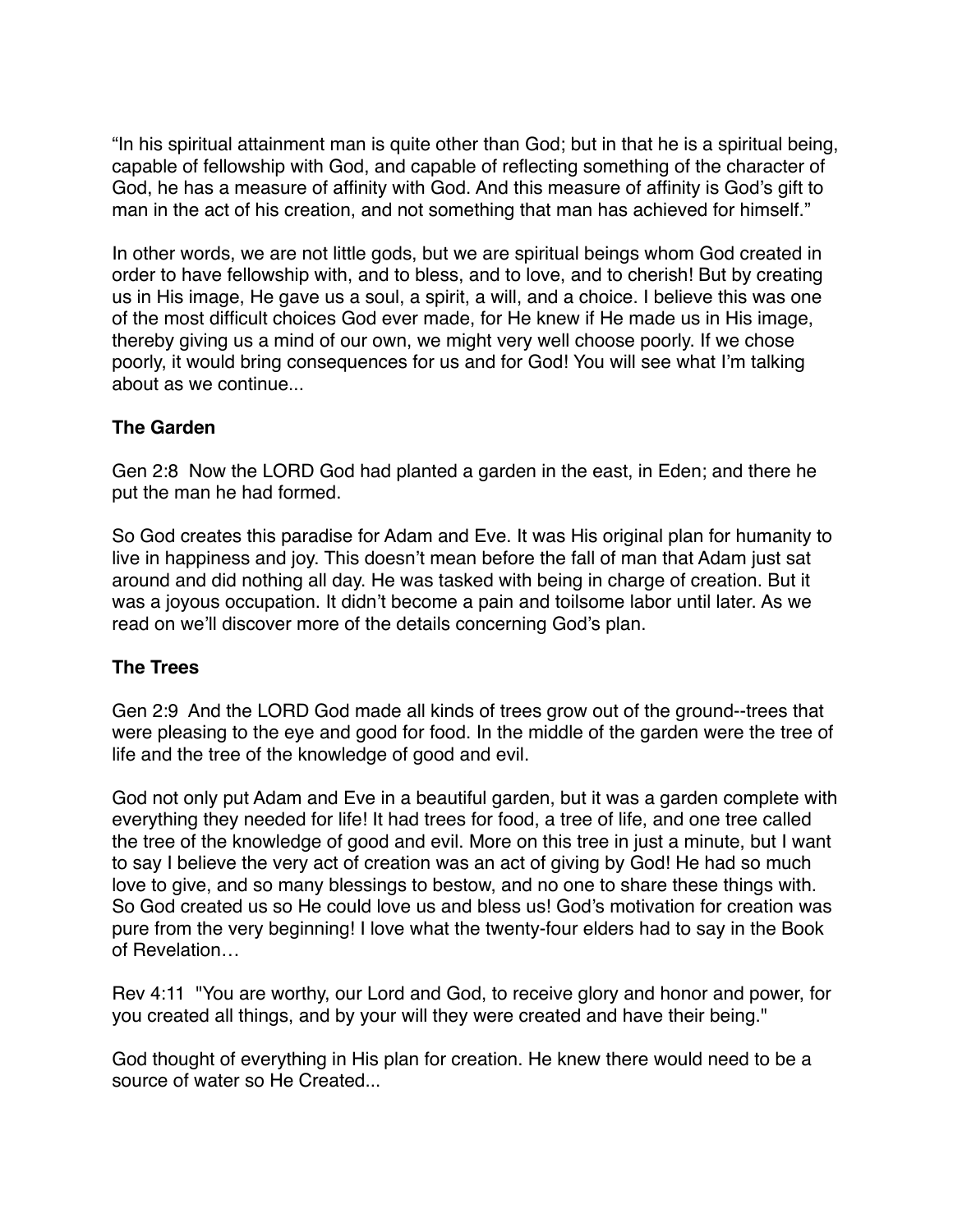"In his spiritual attainment man is quite other than God; but in that he is a spiritual being, capable of fellowship with God, and capable of reflecting something of the character of God, he has a measure of affinity with God. And this measure of affinity is God's gift to man in the act of his creation, and not something that man has achieved for himself."

In other words, we are not little gods, but we are spiritual beings whom God created in order to have fellowship with, and to bless, and to love, and to cherish! But by creating us in His image, He gave us a soul, a spirit, a will, and a choice. I believe this was one of the most difficult choices God ever made, for He knew if He made us in His image, thereby giving us a mind of our own, we might very well choose poorly. If we chose poorly, it would bring consequences for us and for God! You will see what I'm talking about as we continue...

**The Garden**

Gen 2:8 Now the LORD God had planted a garden in the east, in Eden; and there he put the man he had formed.

So God creates this paradise for Adam and Eve. It was His original plan for humanity to live in happiness and joy. This doesn't mean before the fall of man that Adam just sat around and did nothing all day. He was tasked with being in charge of creation. But it was a joyous occupation. It didn't become a pain and toilsome labor until later. As we read on we'll discover more of the details concerning God's plan.

**The Trees**

Gen 2:9 And the LORD God made all kinds of trees grow out of the ground--trees that were pleasing to the eye and good for food. In the middle of the garden were the tree of life and the tree of the knowledge of good and evil.

God not only put Adam and Eve in a beautiful garden, but it was a garden complete with everything they needed for life! It had trees for food, a tree of life, and one tree called the tree of the knowledge of good and evil. More on this tree in just a minute, but I want to say I believe the very act of creation was an act of giving by God! He had so much love to give, and so many blessings to bestow, and no one to share these things with. So God created us so He could love us and bless us! God's motivation for creation was pure from the very beginning! I love what the twenty-four elders had to say in the Book of Revelation…

Rev 4:11 "You are worthy, our Lord and God, to receive glory and honor and power, for you created all things, and by your will they were created and have their being."

God thought of everything in His plan for creation. He knew there would need to be a source of water so He Created...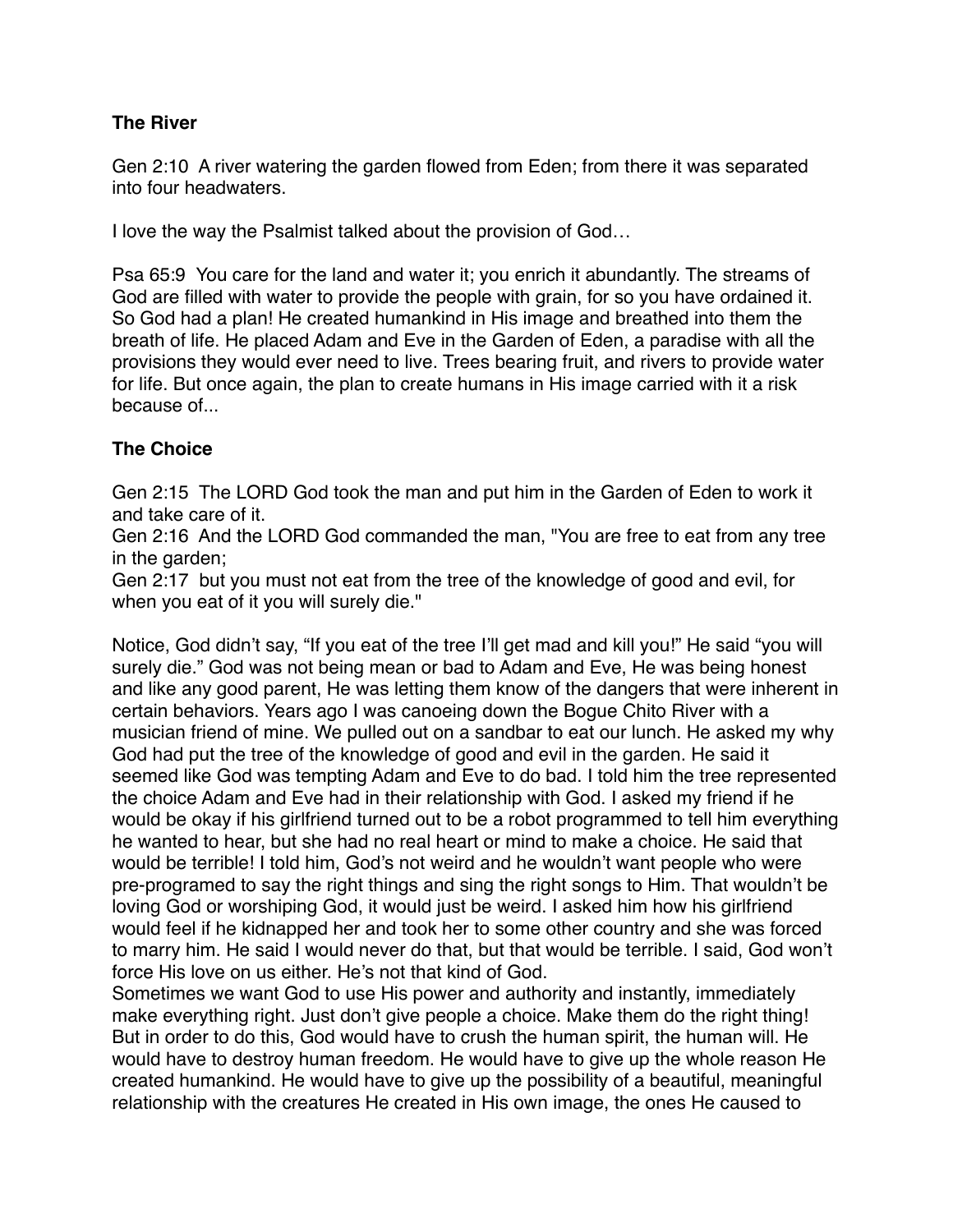**The River**

Gen 2:10 A river watering the garden flowed from Eden; from there it was separated into four headwaters.

I love the way the Psalmist talked about the provision of God…

Psa 65:9 You care for the land and water it; you enrich it abundantly. The streams of God are filled with water to provide the people with grain, for so you have ordained it. So God had a plan! He created humankind in His image and breathed into them the breath of life. He placed Adam and Eve in the Garden of Eden, a paradise with all the provisions they would ever need to live. Trees bearing fruit, and rivers to provide water for life. But once again, the plan to create humans in His image carried with it a risk because of...

**The Choice**

Gen 2:15 The LORD God took the man and put him in the Garden of Eden to work it and take care of it.
Gen 2:16 And the LORD God commanded the man, "You are free to eat from any tree in the garden;
Gen 2:17 but you must not eat from the tree of the knowledge of good and evil, for when you eat of it you will surely die."

Notice, God didn't say, "If you eat of the tree I'll get mad and kill you!" He said "you will surely die." God was not being mean or bad to Adam and Eve, He was being honest and like any good parent, He was letting them know of the dangers that were inherent in certain behaviors. Years ago I was canoeing down the Bogue Chito River with a musician friend of mine. We pulled out on a sandbar to eat our lunch. He asked my why God had put the tree of the knowledge of good and evil in the garden. He said it seemed like God was tempting Adam and Eve to do bad. I told him the tree represented the choice Adam and Eve had in their relationship with God. I asked my friend if he would be okay if his girlfriend turned out to be a robot programmed to tell him everything he wanted to hear, but she had no real heart or mind to make a choice. He said that would be terrible! I told him, God's not weird and he wouldn't want people who were pre-programed to say the right things and sing the right songs to Him. That wouldn't be loving God or worshiping God, it would just be weird. I asked him how his girlfriend would feel if he kidnapped her and took her to some other country and she was forced to marry him. He said I would never do that, but that would be terrible. I said, God won't force His love on us either. He's not that kind of God.
Sometimes we want God to use His power and authority and instantly, immediately make everything right. Just don't give people a choice. Make them do the right thing! But in order to do this, God would have to crush the human spirit, the human will. He would have to destroy human freedom. He would have to give up the whole reason He created humankind. He would have to give up the possibility of a beautiful, meaningful relationship with the creatures He created in His own image, the ones He caused to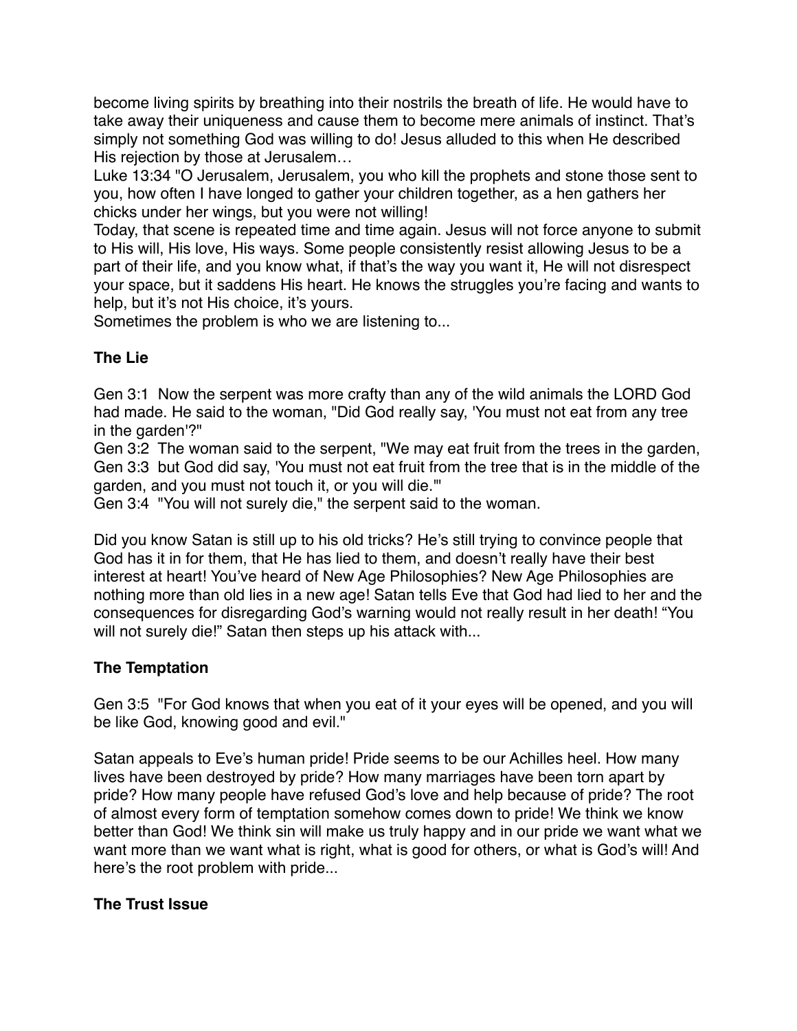become living spirits by breathing into their nostrils the breath of life. He would have to take away their uniqueness and cause them to become mere animals of instinct. That's simply not something God was willing to do! Jesus alluded to this when He described His rejection by those at Jerusalem…

Luke 13:34 "O Jerusalem, Jerusalem, you who kill the prophets and stone those sent to you, how often I have longed to gather your children together, as a hen gathers her chicks under her wings, but you were not willing!

Today, that scene is repeated time and time again. Jesus will not force anyone to submit to His will, His love, His ways. Some people consistently resist allowing Jesus to be a part of their life, and you know what, if that's the way you want it, He will not disrespect your space, but it saddens His heart. He knows the struggles you're facing and wants to help, but it's not His choice, it's yours.

Sometimes the problem is who we are listening to...

**The Lie**

Gen 3:1 Now the serpent was more crafty than any of the wild animals the LORD God had made. He said to the woman, "Did God really say, 'You must not eat from any tree in the garden'?"

Gen 3:2 The woman said to the serpent, "We may eat fruit from the trees in the garden,

Gen 3:3 but God did say, 'You must not eat fruit from the tree that is in the middle of the garden, and you must not touch it, or you will die.'"

Gen 3:4 "You will not surely die," the serpent said to the woman.

Did you know Satan is still up to his old tricks? He's still trying to convince people that God has it in for them, that He has lied to them, and doesn't really have their best interest at heart! You've heard of New Age Philosophies? New Age Philosophies are nothing more than old lies in a new age! Satan tells Eve that God had lied to her and the consequences for disregarding God's warning would not really result in her death! "You will not surely die!" Satan then steps up his attack with...

**The Temptation**

Gen 3:5 "For God knows that when you eat of it your eyes will be opened, and you will be like God, knowing good and evil."

Satan appeals to Eve's human pride! Pride seems to be our Achilles heel. How many lives have been destroyed by pride? How many marriages have been torn apart by pride? How many people have refused God's love and help because of pride? The root of almost every form of temptation somehow comes down to pride! We think we know better than God! We think sin will make us truly happy and in our pride we want what we want more than we want what is right, what is good for others, or what is God's will! And here's the root problem with pride...

**The Trust Issue**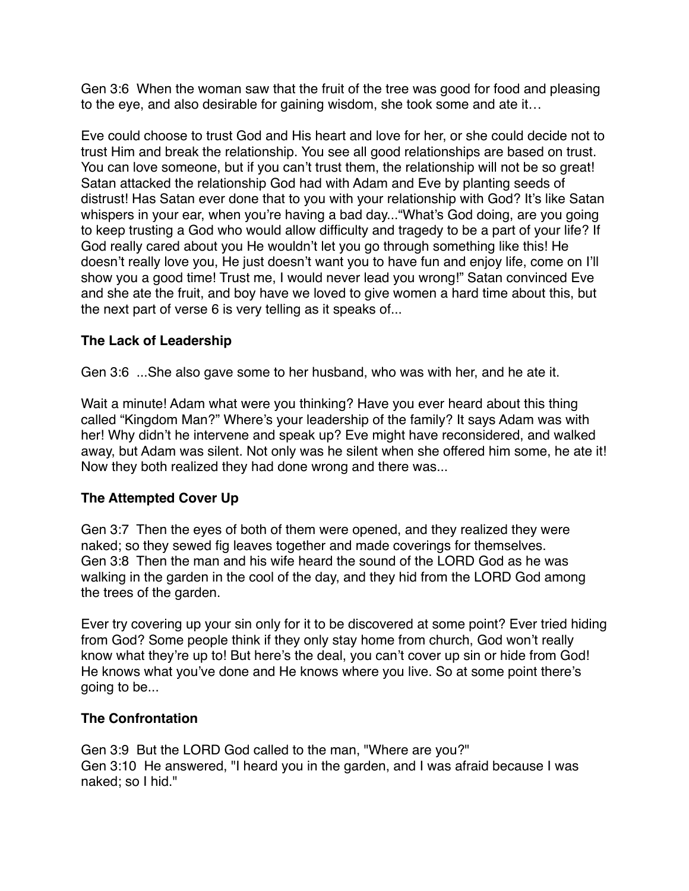Gen 3:6  When the woman saw that the fruit of the tree was good for food and pleasing to the eye, and also desirable for gaining wisdom, she took some and ate it…

Eve could choose to trust God and His heart and love for her, or she could decide not to trust Him and break the relationship. You see all good relationships are based on trust. You can love someone, but if you can't trust them, the relationship will not be so great! Satan attacked the relationship God had with Adam and Eve by planting seeds of distrust! Has Satan ever done that to you with your relationship with God? It's like Satan whispers in your ear, when you're having a bad day..."What's God doing, are you going to keep trusting a God who would allow difficulty and tragedy to be a part of your life? If God really cared about you He wouldn't let you go through something like this! He doesn't really love you, He just doesn't want you to have fun and enjoy life, come on I'll show you a good time! Trust me, I would never lead you wrong!" Satan convinced Eve and she ate the fruit, and boy have we loved to give women a hard time about this, but the next part of verse 6 is very telling as it speaks of...

**The Lack of Leadership**

Gen 3:6  ...She also gave some to her husband, who was with her, and he ate it.

Wait a minute! Adam what were you thinking? Have you ever heard about this thing called "Kingdom Man?" Where's your leadership of the family? It says Adam was with her! Why didn't he intervene and speak up? Eve might have reconsidered, and walked away, but Adam was silent. Not only was he silent when she offered him some, he ate it! Now they both realized they had done wrong and there was...

**The Attempted Cover Up**

Gen 3:7  Then the eyes of both of them were opened, and they realized they were naked; so they sewed fig leaves together and made coverings for themselves.
Gen 3:8  Then the man and his wife heard the sound of the LORD God as he was walking in the garden in the cool of the day, and they hid from the LORD God among the trees of the garden.

Ever try covering up your sin only for it to be discovered at some point? Ever tried hiding from God? Some people think if they only stay home from church, God won't really know what they're up to! But here's the deal, you can't cover up sin or hide from God! He knows what you've done and He knows where you live. So at some point there's going to be...

**The Confrontation**

Gen 3:9  But the LORD God called to the man, "Where are you?"
Gen 3:10  He answered, "I heard you in the garden, and I was afraid because I was naked; so I hid."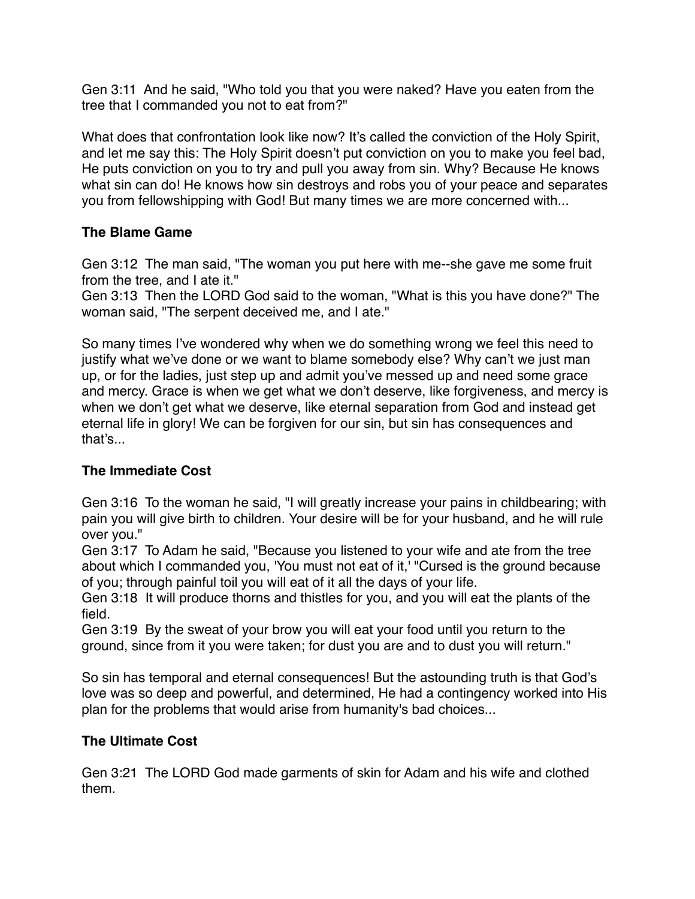Gen 3:11 And he said, "Who told you that you were naked? Have you eaten from the tree that I commanded you not to eat from?"

What does that confrontation look like now? It's called the conviction of the Holy Spirit, and let me say this: The Holy Spirit doesn't put conviction on you to make you feel bad, He puts conviction on you to try and pull you away from sin. Why? Because He knows what sin can do! He knows how sin destroys and robs you of your peace and separates you from fellowshipping with God! But many times we are more concerned with...

**The Blame Game**

Gen 3:12 The man said, "The woman you put here with me--she gave me some fruit from the tree, and I ate it."
Gen 3:13 Then the LORD God said to the woman, "What is this you have done?" The woman said, "The serpent deceived me, and I ate."

So many times I've wondered why when we do something wrong we feel this need to justify what we've done or we want to blame somebody else? Why can't we just man up, or for the ladies, just step up and admit you've messed up and need some grace and mercy. Grace is when we get what we don't deserve, like forgiveness, and mercy is when we don't get what we deserve, like eternal separation from God and instead get eternal life in glory! We can be forgiven for our sin, but sin has consequences and that's...

**The Immediate Cost**

Gen 3:16 To the woman he said, "I will greatly increase your pains in childbearing; with pain you will give birth to children. Your desire will be for your husband, and he will rule over you."
Gen 3:17 To Adam he said, "Because you listened to your wife and ate from the tree about which I commanded you, 'You must not eat of it,' "Cursed is the ground because of you; through painful toil you will eat of it all the days of your life.
Gen 3:18 It will produce thorns and thistles for you, and you will eat the plants of the field.
Gen 3:19 By the sweat of your brow you will eat your food until you return to the ground, since from it you were taken; for dust you are and to dust you will return."

So sin has temporal and eternal consequences! But the astounding truth is that God's love was so deep and powerful, and determined, He had a contingency worked into His plan for the problems that would arise from humanity's bad choices...

**The Ultimate Cost**

Gen 3:21 The LORD God made garments of skin for Adam and his wife and clothed them.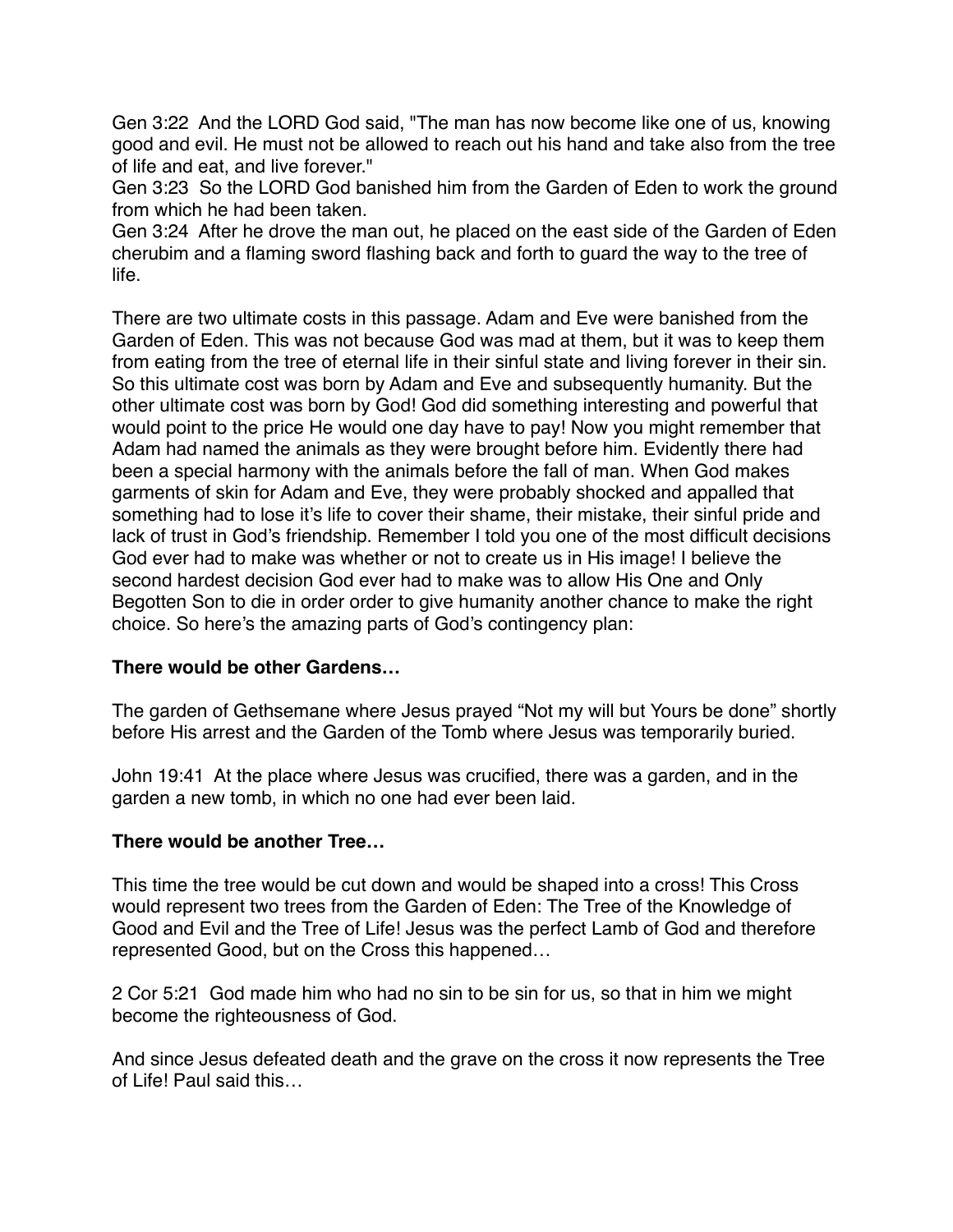Gen 3:22 And the LORD God said, "The man has now become like one of us, knowing good and evil. He must not be allowed to reach out his hand and take also from the tree of life and eat, and live forever."
Gen 3:23 So the LORD God banished him from the Garden of Eden to work the ground from which he had been taken.
Gen 3:24 After he drove the man out, he placed on the east side of the Garden of Eden cherubim and a flaming sword flashing back and forth to guard the way to the tree of life.

There are two ultimate costs in this passage. Adam and Eve were banished from the Garden of Eden. This was not because God was mad at them, but it was to keep them from eating from the tree of eternal life in their sinful state and living forever in their sin. So this ultimate cost was born by Adam and Eve and subsequently humanity. But the other ultimate cost was born by God! God did something interesting and powerful that would point to the price He would one day have to pay! Now you might remember that Adam had named the animals as they were brought before him. Evidently there had been a special harmony with the animals before the fall of man. When God makes garments of skin for Adam and Eve, they were probably shocked and appalled that something had to lose it's life to cover their shame, their mistake, their sinful pride and lack of trust in God's friendship. Remember I told you one of the most difficult decisions God ever had to make was whether or not to create us in His image! I believe the second hardest decision God ever had to make was to allow His One and Only Begotten Son to die in order order to give humanity another chance to make the right choice. So here's the amazing parts of God's contingency plan:

**There would be other Gardens…**

The garden of Gethsemane where Jesus prayed "Not my will but Yours be done" shortly before His arrest and the Garden of the Tomb where Jesus was temporarily buried.

John 19:41 At the place where Jesus was crucified, there was a garden, and in the garden a new tomb, in which no one had ever been laid.

**There would be another Tree…**

This time the tree would be cut down and would be shaped into a cross! This Cross would represent two trees from the Garden of Eden: The Tree of the Knowledge of Good and Evil and the Tree of Life! Jesus was the perfect Lamb of God and therefore represented Good, but on the Cross this happened…

2 Cor 5:21 God made him who had no sin to be sin for us, so that in him we might become the righteousness of God.

And since Jesus defeated death and the grave on the cross it now represents the Tree of Life! Paul said this…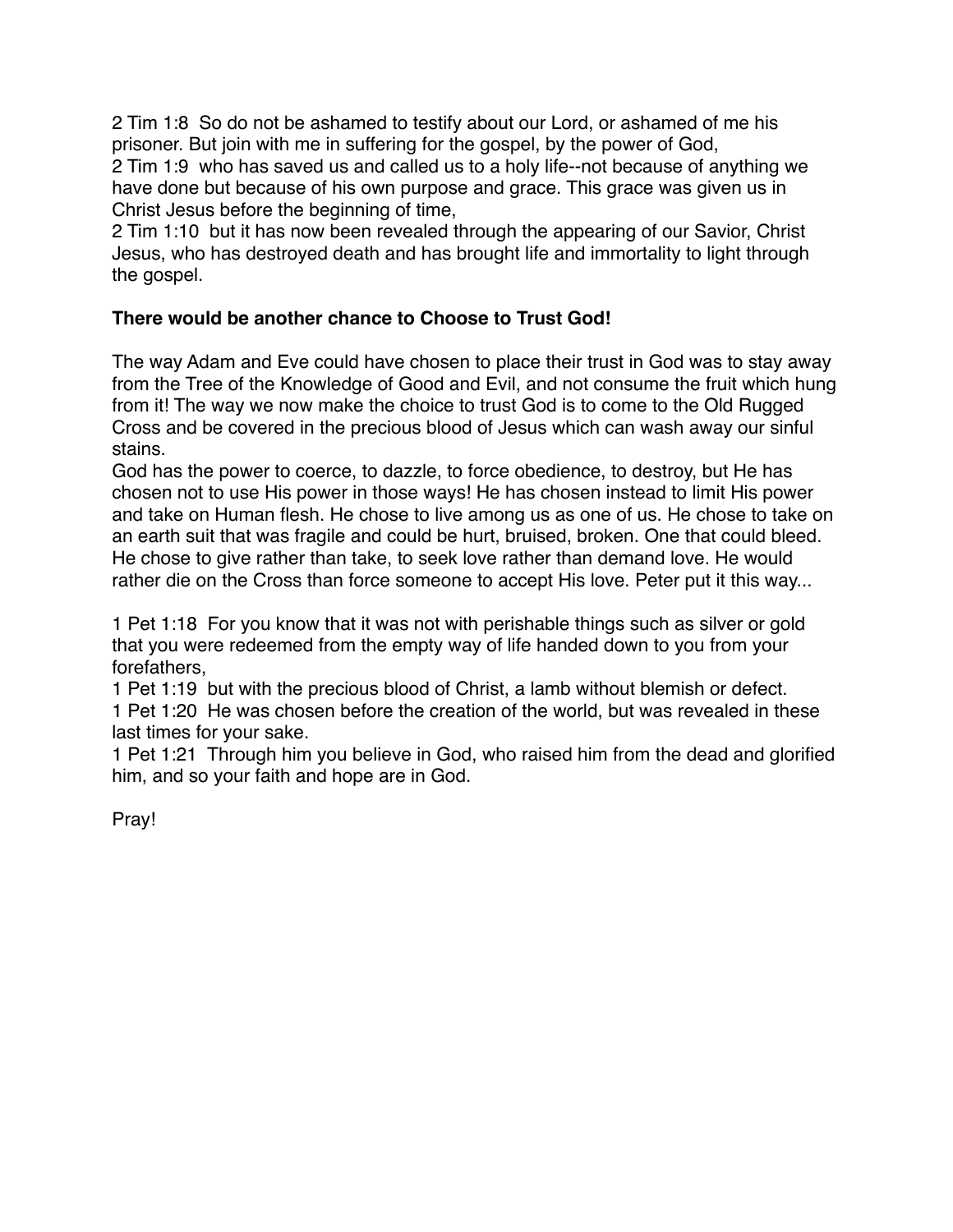2 Tim 1:8 So do not be ashamed to testify about our Lord, or ashamed of me his prisoner. But join with me in suffering for the gospel, by the power of God,
2 Tim 1:9 who has saved us and called us to a holy life--not because of anything we have done but because of his own purpose and grace. This grace was given us in Christ Jesus before the beginning of time,
2 Tim 1:10 but it has now been revealed through the appearing of our Savior, Christ Jesus, who has destroyed death and has brought life and immortality to light through the gospel.

**There would be another chance to Choose to Trust God!**

The way Adam and Eve could have chosen to place their trust in God was to stay away from the Tree of the Knowledge of Good and Evil, and not consume the fruit which hung from it! The way we now make the choice to trust God is to come to the Old Rugged Cross and be covered in the precious blood of Jesus which can wash away our sinful stains.
God has the power to coerce, to dazzle, to force obedience, to destroy, but He has chosen not to use His power in those ways! He has chosen instead to limit His power and take on Human flesh. He chose to live among us as one of us. He chose to take on an earth suit that was fragile and could be hurt, bruised, broken. One that could bleed. He chose to give rather than take, to seek love rather than demand love. He would rather die on the Cross than force someone to accept His love. Peter put it this way...

1 Pet 1:18 For you know that it was not with perishable things such as silver or gold that you were redeemed from the empty way of life handed down to you from your forefathers,
1 Pet 1:19 but with the precious blood of Christ, a lamb without blemish or defect.
1 Pet 1:20 He was chosen before the creation of the world, but was revealed in these last times for your sake.
1 Pet 1:21 Through him you believe in God, who raised him from the dead and glorified him, and so your faith and hope are in God.

Pray!